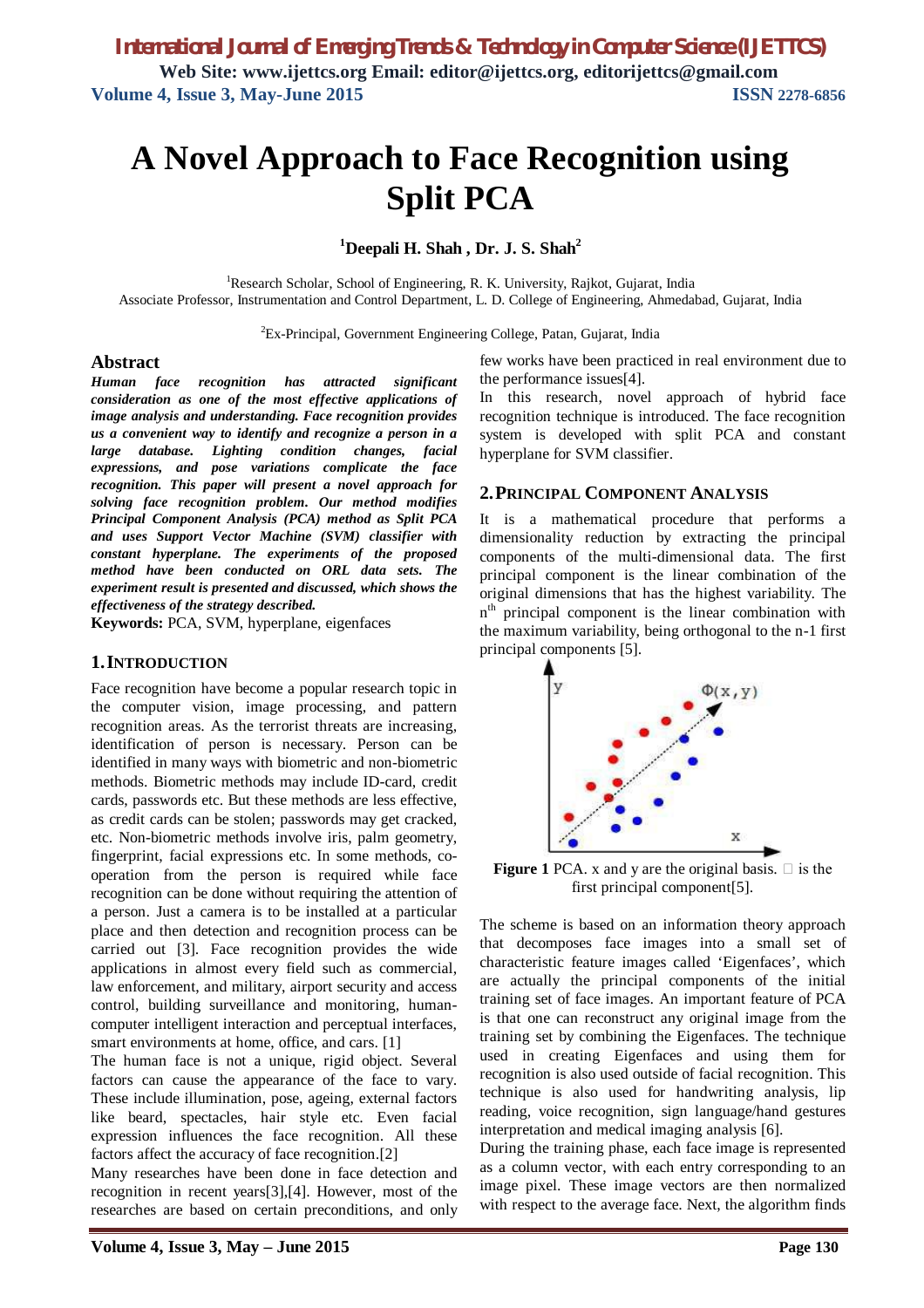# A Novel Approach to Face Recognition using Split PCA

**[1]Deepali H. Shah , Dr. J. S. Shah[2]**

[1]Research Scholar, School of Engineering, R. K. University, Rajkot, Gujarat, India
Associate Professor, Instrumentation and Control Department, L. D. College of Engineering, Ahmedabad, Gujarat, India

[2]Ex-Principal, Government Engineering College, Patan, Gujarat, India

## Abstract

***Human face recognition has attracted significant consideration as one of the most effective applications of image analysis and understanding. Face recognition provides us a convenient way to identify and recognize a person in a large database. Lighting condition changes, facial expressions, and pose variations complicate the face recognition. This paper will present a novel approach for solving face recognition problem. Our method modifies Principal Component Analysis (PCA) method as Split PCA and uses Support Vector Machine (SVM) classifier with constant hyperplane. The experiments of the proposed method have been conducted on ORL data sets. The experiment result is presented and discussed, which shows the effectiveness of the strategy described.***

**Keywords:** PCA, SVM, hyperplane, eigenfaces

## 1. INTRODUCTION

Face recognition have become a popular research topic in the computer vision, image processing, and pattern recognition areas. As the terrorist threats are increasing, identification of person is necessary. Person can be identified in many ways with biometric and non-biometric methods. Biometric methods may include ID-card, credit cards, passwords etc. But these methods are less effective, as credit cards can be stolen; passwords may get cracked, etc. Non-biometric methods involve iris, palm geometry, fingerprint, facial expressions etc. In some methods, co-operation from the person is required while face recognition can be done without requiring the attention of a person. Just a camera is to be installed at a particular place and then detection and recognition process can be carried out [3]. Face recognition provides the wide applications in almost every field such as commercial, law enforcement, and military, airport security and access control, building surveillance and monitoring, human-computer intelligent interaction and perceptual interfaces, smart environments at home, office, and cars. [1]

The human face is not a unique, rigid object. Several factors can cause the appearance of the face to vary. These include illumination, pose, ageing, external factors like beard, spectacles, hair style etc. Even facial expression influences the face recognition. All these factors affect the accuracy of face recognition.[2]

Many researches have been done in face detection and recognition in recent years[3],[4]. However, most of the researches are based on certain preconditions, and only few works have been practiced in real environment due to the performance issues[4].

In this research, novel approach of hybrid face recognition technique is introduced. The face recognition system is developed with split PCA and constant hyperplane for SVM classifier.

## 2. PRINCIPAL COMPONENT ANALYSIS

It is a mathematical procedure that performs a dimensionality reduction by extracting the principal components of the multi-dimensional data. The first principal component is the linear combination of the original dimensions that has the highest variability. The $n^{th}$ principal component is the linear combination with the maximum variability, being orthogonal to the n-1 first principal components [5].

**Figure 1** PCA. x and y are the original basis. $\Phi$ is the first principal component[5].

The scheme is based on an information theory approach that decomposes face images into a small set of characteristic feature images called 'Eigenfaces', which are actually the principal components of the initial training set of face images. An important feature of PCA is that one can reconstruct any original image from the training set by combining the Eigenfaces. The technique used in creating Eigenfaces and using them for recognition is also used outside of facial recognition. This technique is also used for handwriting analysis, lip reading, voice recognition, sign language/hand gestures interpretation and medical imaging analysis [6].

During the training phase, each face image is represented as a column vector, with each entry corresponding to an image pixel. These image vectors are then normalized with respect to the average face. Next, the algorithm finds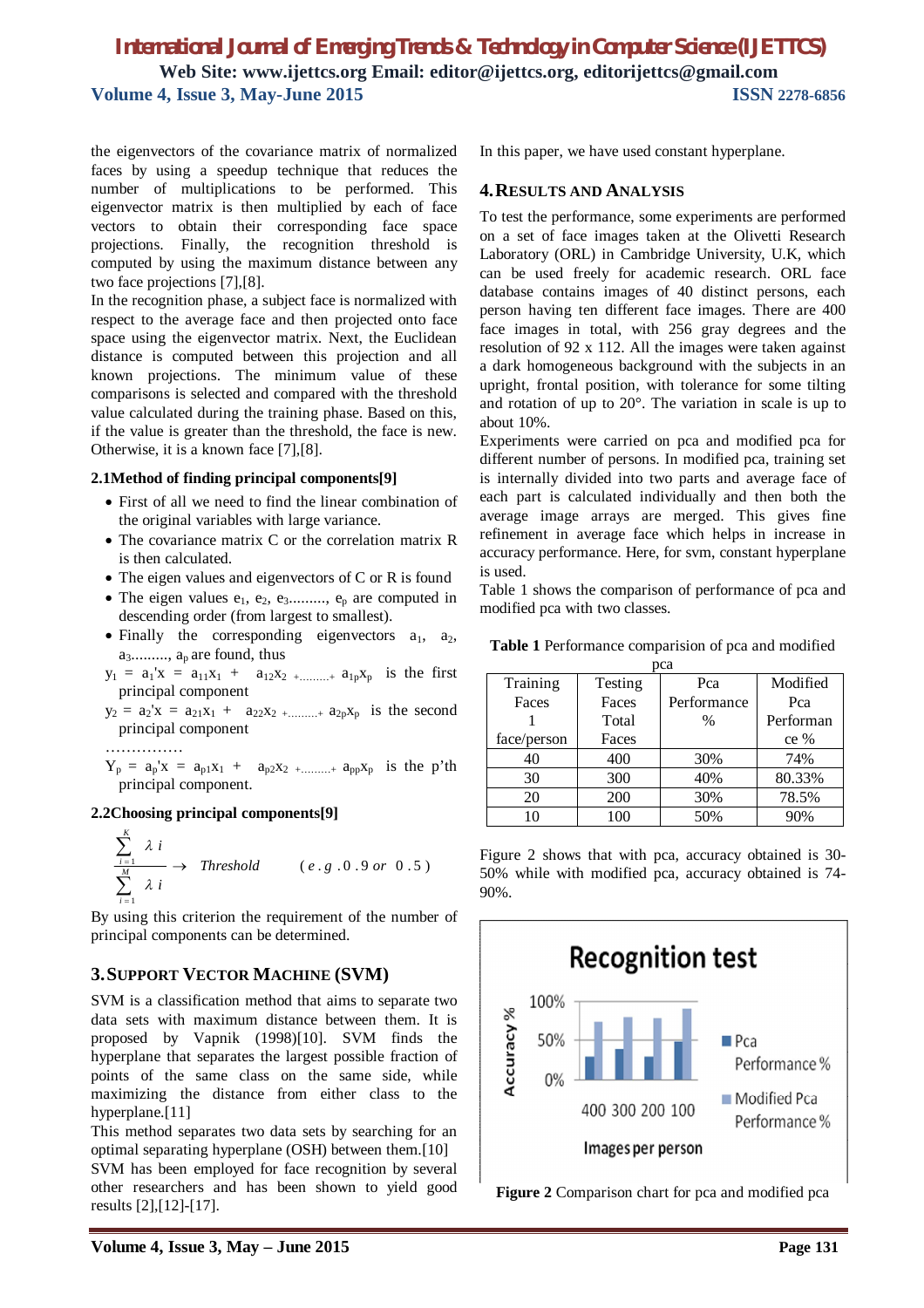the eigenvectors of the covariance matrix of normalized faces by using a speedup technique that reduces the number of multiplications to be performed. This eigenvector matrix is then multiplied by each of face vectors to obtain their corresponding face space projections. Finally, the recognition threshold is computed by using the maximum distance between any two face projections [7],[8].

In the recognition phase, a subject face is normalized with respect to the average face and then projected onto face space using the eigenvector matrix. Next, the Euclidean distance is computed between this projection and all known projections. The minimum value of these comparisons is selected and compared with the threshold value calculated during the training phase. Based on this, if the value is greater than the threshold, the face is new. Otherwise, it is a known face [7],[8].

### 2.1Method of finding principal components[9]

- First of all we need to find the linear combination of the original variables with large variance.
- The covariance matrix C or the correlation matrix R is then calculated.
- The eigen values and eigenvectors of C or R is found
- The eigen values $e_1$, $e_2$, $e_3$........., $e_p$ are computed in descending order (from largest to smallest).
- Finally the corresponding eigenvectors $a_1$, $a_2$, $a_3$........., $a_p$ are found, thus

$y_1 = a_1'x = a_{11}x_1 + a_{12}x_2 + ......... + a_{1p}x_p$ is the first principal component

$y_2 = a_2'x = a_{21}x_1 + a_{22}x_2 + ......... + a_{2p}x_p$ is the second principal component

……………

$Y_p = a_p'x = a_{p1}x_1 + a_{p2}x_2 + ......... + a_{pp}x_p$ is the p'th principal component.

### 2.2Choosing principal components[9]

$$\frac{\sum_{i=1}^{K} \lambda_i}{\sum_{i=1}^{M} \lambda_i} \rightarrow Threshold \qquad (e.g.\ 0.9\ or\ 0.5)$$

By using this criterion the requirement of the number of principal components can be determined.

## 3. Support Vector Machine (SVM)

SVM is a classification method that aims to separate two data sets with maximum distance between them. It is proposed by Vapnik (1998)[10]. SVM finds the hyperplane that separates the largest possible fraction of points of the same class on the same side, while maximizing the distance from either class to the hyperplane.[11]

This method separates two data sets by searching for an optimal separating hyperplane (OSH) between them.[10]

SVM has been employed for face recognition by several other researchers and has been shown to yield good results [2],[12]-[17].

In this paper, we have used constant hyperplane.

## 4. Results and Analysis

To test the performance, some experiments are performed on a set of face images taken at the Olivetti Research Laboratory (ORL) in Cambridge University, U.K, which can be used freely for academic research. ORL face database contains images of 40 distinct persons, each person having ten different face images. There are 400 face images in total, with 256 gray degrees and the resolution of 92 x 112. All the images were taken against a dark homogeneous background with the subjects in an upright, frontal position, with tolerance for some tilting and rotation of up to 20°. The variation in scale is up to about 10%.

Experiments were carried on pca and modified pca for different number of persons. In modified pca, training set is internally divided into two parts and average face of each part is calculated individually and then both the average image arrays are merged. This gives fine refinement in average face which helps in increase in accuracy performance. Here, for svm, constant hyperplane is used.

Table 1 shows the comparison of performance of pca and modified pca with two classes.

**Table 1** Performance comparision of pca and modified pca

| Training Faces 1 face/person | Testing Faces Total Faces | Pca Performance % | Modified Pca Performance % |
|---|---|---|---|
| 40 | 400 | 30% | 74% |
| 30 | 300 | 40% | 80.33% |
| 20 | 200 | 30% | 78.5% |
| 10 | 100 | 50% | 90% |

Figure 2 shows that with pca, accuracy obtained is 30-50% while with modified pca, accuracy obtained is 74-90%.

**Figure 2** Comparison chart for pca and modified pca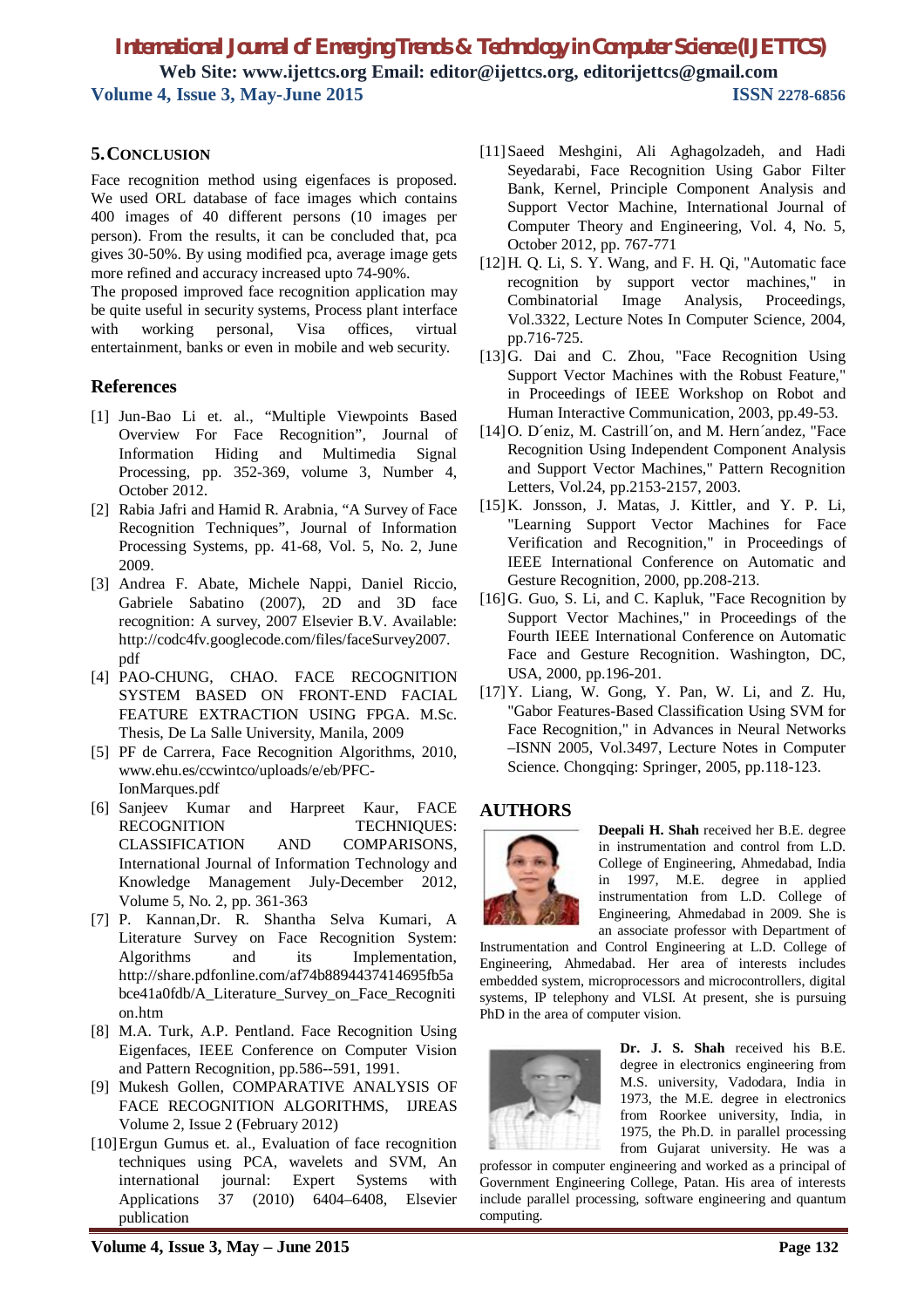## 5. CONCLUSION

Face recognition method using eigenfaces is proposed. We used ORL database of face images which contains 400 images of 40 different persons (10 images per person). From the results, it can be concluded that, pca gives 30-50%. By using modified pca, average image gets more refined and accuracy increased upto 74-90%.

The proposed improved face recognition application may be quite useful in security systems, Process plant interface with working personal, Visa offices, virtual entertainment, banks or even in mobile and web security.

## References

[1] Jun-Bao Li et. al., "Multiple Viewpoints Based Overview For Face Recognition", Journal of Information Hiding and Multimedia Signal Processing, pp. 352-369, volume 3, Number 4, October 2012.

[2] Rabia Jafri and Hamid R. Arabnia, "A Survey of Face Recognition Techniques", Journal of Information Processing Systems, pp. 41-68, Vol. 5, No. 2, June 2009.

[3] Andrea F. Abate, Michele Nappi, Daniel Riccio, Gabriele Sabatino (2007), 2D and 3D face recognition: A survey, 2007 Elsevier B.V. Available: http://codc4fv.googlecode.com/files/faceSurvey2007.pdf

[4] PAO-CHUNG, CHAO. FACE RECOGNITION SYSTEM BASED ON FRONT-END FACIAL FEATURE EXTRACTION USING FPGA. M.Sc. Thesis, De La Salle University, Manila, 2009

[5] PF de Carrera, Face Recognition Algorithms, 2010, www.ehu.es/ccwintco/uploads/e/eb/PFC-IonMarques.pdf

[6] Sanjeev Kumar and Harpreet Kaur, FACE RECOGNITION TECHNIQUES: CLASSIFICATION AND COMPARISONS, International Journal of Information Technology and Knowledge Management July-December 2012, Volume 5, No. 2, pp. 361-363

[7] P. Kannan,Dr. R. Shantha Selva Kumari, A Literature Survey on Face Recognition System: Algorithms and its Implementation, http://share.pdfonline.com/af74b8894437414695fb5abce41a0fdb/A_Literature_Survey_on_Face_Recognition.htm

[8] M.A. Turk, A.P. Pentland. Face Recognition Using Eigenfaces, IEEE Conference on Computer Vision and Pattern Recognition, pp.586--591, 1991.

[9] Mukesh Gollen, COMPARATIVE ANALYSIS OF FACE RECOGNITION ALGORITHMS, IJREAS Volume 2, Issue 2 (February 2012)

[10] Ergun Gumus et. al., Evaluation of face recognition techniques using PCA, wavelets and SVM, An international journal: Expert Systems with Applications 37 (2010) 6404–6408, Elsevier publication

[11] Saeed Meshgini, Ali Aghagolzadeh, and Hadi Seyedarabi, Face Recognition Using Gabor Filter Bank, Kernel, Principle Component Analysis and Support Vector Machine, International Journal of Computer Theory and Engineering, Vol. 4, No. 5, October 2012, pp. 767-771

[12] H. Q. Li, S. Y. Wang, and F. H. Qi, "Automatic face recognition by support vector machines," in Combinatorial Image Analysis, Proceedings, Vol.3322, Lecture Notes In Computer Science, 2004, pp.716-725.

[13] G. Dai and C. Zhou, "Face Recognition Using Support Vector Machines with the Robust Feature," in Proceedings of IEEE Workshop on Robot and Human Interactive Communication, 2003, pp.49-53.

[14] O. D´eniz, M. Castrill´on, and M. Hern´andez, "Face Recognition Using Independent Component Analysis and Support Vector Machines," Pattern Recognition Letters, Vol.24, pp.2153-2157, 2003.

[15] K. Jonsson, J. Matas, J. Kittler, and Y. P. Li, "Learning Support Vector Machines for Face Verification and Recognition," in Proceedings of IEEE International Conference on Automatic and Gesture Recognition, 2000, pp.208-213.

[16] G. Guo, S. Li, and C. Kapluk, "Face Recognition by Support Vector Machines," in Proceedings of the Fourth IEEE International Conference on Automatic Face and Gesture Recognition. Washington, DC, USA, 2000, pp.196-201.

[17] Y. Liang, W. Gong, Y. Pan, W. Li, and Z. Hu, "Gabor Features-Based Classification Using SVM for Face Recognition," in Advances in Neural Networks –ISNN 2005, Vol.3497, Lecture Notes in Computer Science. Chongqing: Springer, 2005, pp.118-123.

## AUTHORS

**Deepali H. Shah** received her B.E. degree in instrumentation and control from L.D. College of Engineering, Ahmedabad, India in 1997, M.E. degree in applied instrumentation from L.D. College of Engineering, Ahmedabad in 2009. She is an associate professor with Department of Instrumentation and Control Engineering at L.D. College of Engineering, Ahmedabad. Her area of interests includes embedded system, microprocessors and microcontrollers, digital systems, IP telephony and VLSI. At present, she is pursuing PhD in the area of computer vision.

**Dr. J. S. Shah** received his B.E. degree in electronics engineering from M.S. university, Vadodara, India in 1973, the M.E. degree in electronics from Roorkee university, India, in 1975, the Ph.D. in parallel processing from Gujarat university. He was a professor in computer engineering and worked as a principal of Government Engineering College, Patan. His area of interests include parallel processing, software engineering and quantum computing.